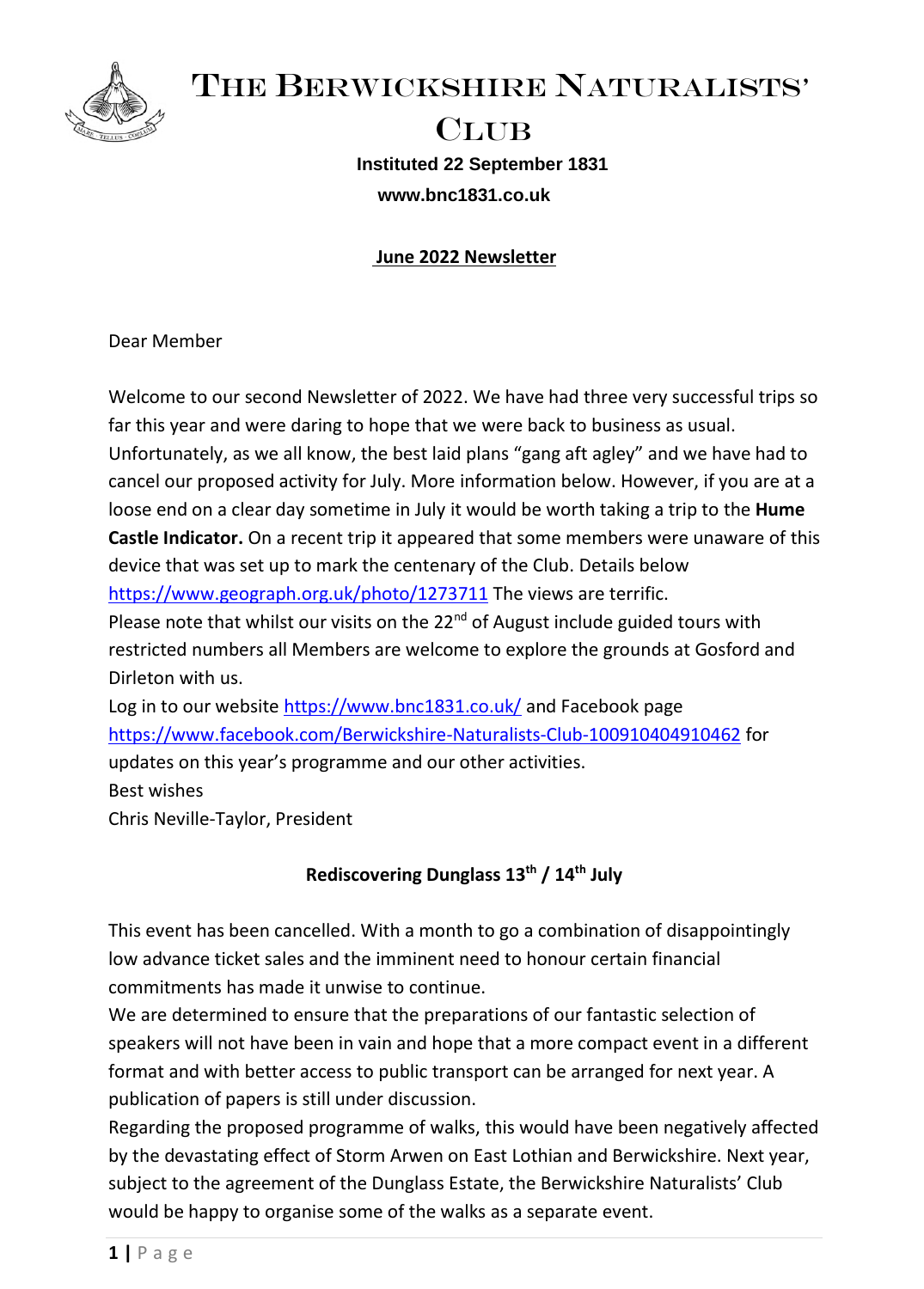# The Berwickshire Naturalists' Club

**Instituted 22 September 1831**

**www.bnc1831.co.uk**

## June 2022 Newsletter

Dear Member

Welcome to our second Newsletter of 2022. We have had three very successful trips so far this year and were daring to hope that we were back to business as usual. Unfortunately, as we all know, the best laid plans "gang aft agley" and we have had to cancel our proposed activity for July. More information below. However, if you are at a loose end on a clear day sometime in July it would be worth taking a trip to the **Hume Castle Indicator.** On a recent trip it appeared that some members were unaware of this device that was set up to mark the centenary of the Club. Details below https://www.geograph.org.uk/photo/1273711 The views are terrific.
Please note that whilst our visits on the 22nd of August include guided tours with restricted numbers all Members are welcome to explore the grounds at Gosford and Dirleton with us.
Log in to our website https://www.bnc1831.co.uk/ and Facebook page https://www.facebook.com/Berwickshire-Naturalists-Club-100910404910462 for updates on this year's programme and our other activities.
Best wishes
Chris Neville-Taylor, President

### Rediscovering Dunglass 13th / 14th July

This event has been cancelled. With a month to go a combination of disappointingly low advance ticket sales and the imminent need to honour certain financial commitments has made it unwise to continue.
We are determined to ensure that the preparations of our fantastic selection of speakers will not have been in vain and hope that a more compact event in a different format and with better access to public transport can be arranged for next year. A publication of papers is still under discussion.
Regarding the proposed programme of walks, this would have been negatively affected by the devastating effect of Storm Arwen on East Lothian and Berwickshire. Next year, subject to the agreement of the Dunglass Estate, the Berwickshire Naturalists' Club would be happy to organise some of the walks as a separate event.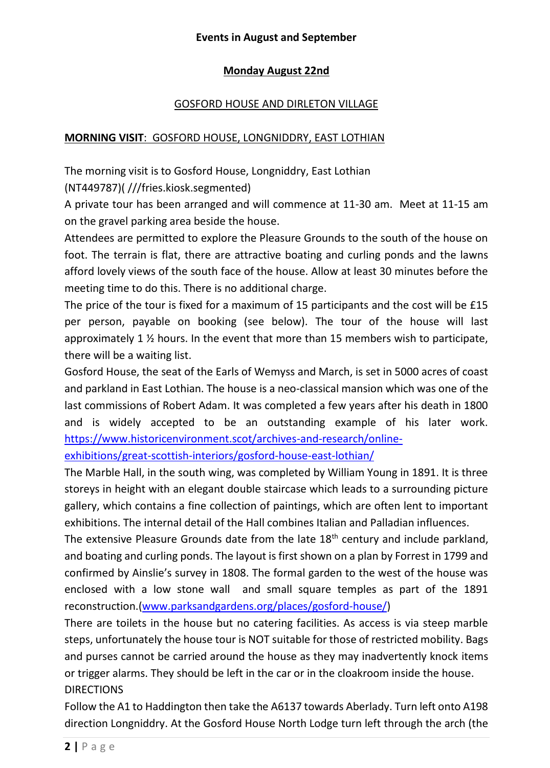**Events in August and September**

**Monday August 22nd**

GOSFORD HOUSE AND DIRLETON VILLAGE

**MORNING VISIT**: GOSFORD HOUSE, LONGNIDDRY, EAST LOTHIAN

The morning visit is to Gosford House, Longniddry, East Lothian (NT449787)( ///fries.kiosk.segmented)

A private tour has been arranged and will commence at 11-30 am. Meet at 11-15 am on the gravel parking area beside the house.

Attendees are permitted to explore the Pleasure Grounds to the south of the house on foot. The terrain is flat, there are attractive boating and curling ponds and the lawns afford lovely views of the south face of the house. Allow at least 30 minutes before the meeting time to do this. There is no additional charge.

The price of the tour is fixed for a maximum of 15 participants and the cost will be £15 per person, payable on booking (see below). The tour of the house will last approximately 1 ½ hours. In the event that more than 15 members wish to participate, there will be a waiting list.

Gosford House, the seat of the Earls of Wemyss and March, is set in 5000 acres of coast and parkland in East Lothian. The house is a neo-classical mansion which was one of the last commissions of Robert Adam. It was completed a few years after his death in 1800 and is widely accepted to be an outstanding example of his later work. https://www.historicenvironment.scot/archives-and-research/online-exhibitions/great-scottish-interiors/gosford-house-east-lothian/

The Marble Hall, in the south wing, was completed by William Young in 1891. It is three storeys in height with an elegant double staircase which leads to a surrounding picture gallery, which contains a fine collection of paintings, which are often lent to important exhibitions. The internal detail of the Hall combines Italian and Palladian influences.

The extensive Pleasure Grounds date from the late 18th century and include parkland, and boating and curling ponds. The layout is first shown on a plan by Forrest in 1799 and confirmed by Ainslie's survey in 1808. The formal garden to the west of the house was enclosed with a low stone wall and small square temples as part of the 1891 reconstruction.(www.parksandgardens.org/places/gosford-house/)

There are toilets in the house but no catering facilities. As access is via steep marble steps, unfortunately the house tour is NOT suitable for those of restricted mobility. Bags and purses cannot be carried around the house as they may inadvertently knock items or trigger alarms. They should be left in the car or in the cloakroom inside the house.

DIRECTIONS

Follow the A1 to Haddington then take the A6137 towards Aberlady. Turn left onto A198 direction Longniddry. At the Gosford House North Lodge turn left through the arch (the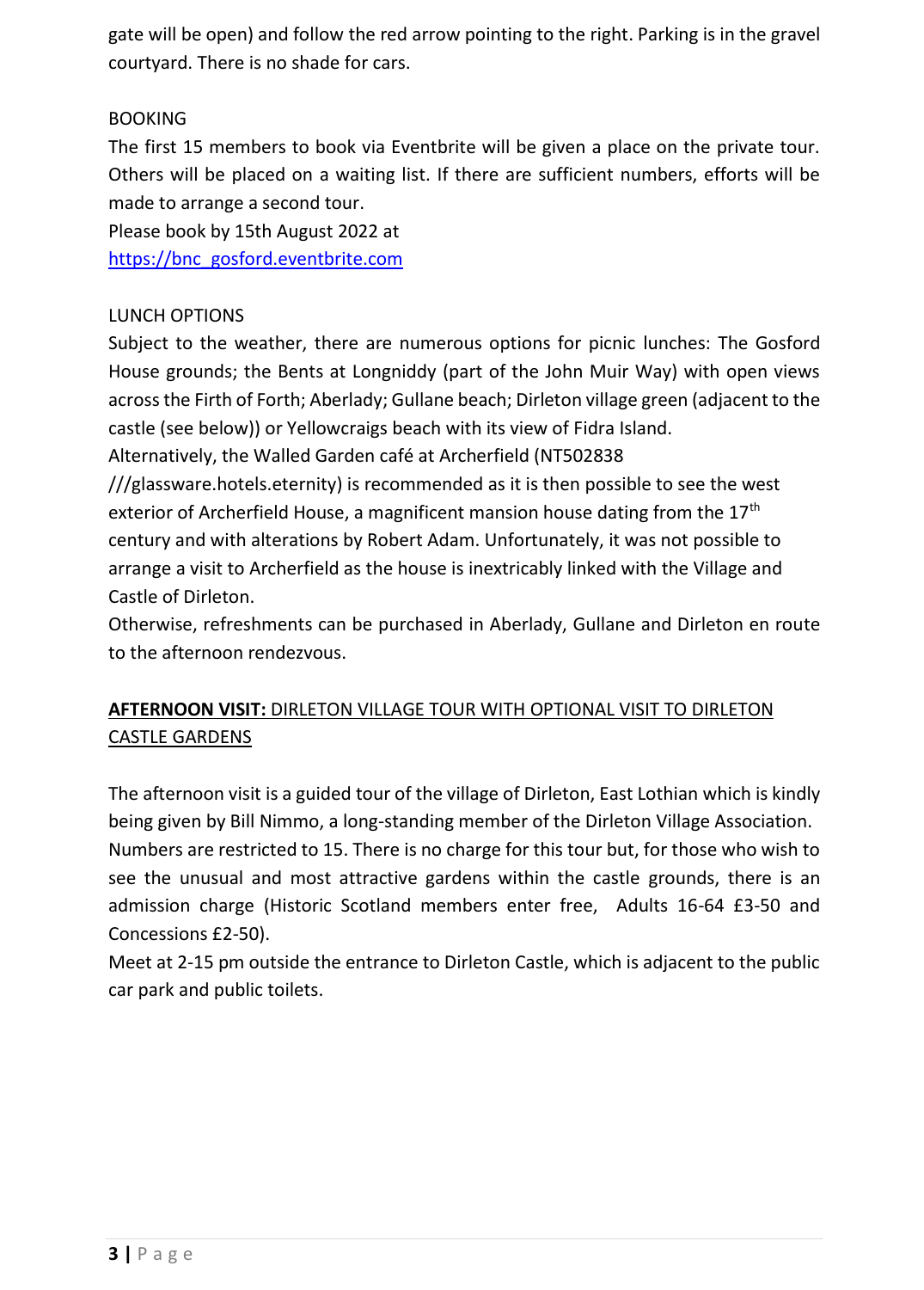gate will be open) and follow the red arrow pointing to the right. Parking is in the gravel courtyard. There is no shade for cars.

BOOKING

The first 15 members to book via Eventbrite will be given a place on the private tour. Others will be placed on a waiting list. If there are sufficient numbers, efforts will be made to arrange a second tour.

Please book by 15th August 2022 at

[https://bnc_gosford.eventbrite.com](https://bnc_gosford.eventbrite.com)

LUNCH OPTIONS

Subject to the weather, there are numerous options for picnic lunches: The Gosford House grounds; the Bents at Longniddy (part of the John Muir Way) with open views across the Firth of Forth; Aberlady; Gullane beach; Dirleton village green (adjacent to the castle (see below)) or Yellowcraigs beach with its view of Fidra Island.

Alternatively, the Walled Garden café at Archerfield (NT502838 ///glassware.hotels.eternity) is recommended as it is then possible to see the west exterior of Archerfield House, a magnificent mansion house dating from the 17th century and with alterations by Robert Adam. Unfortunately, it was not possible to arrange a visit to Archerfield as the house is inextricably linked with the Village and Castle of Dirleton.

Otherwise, refreshments can be purchased in Aberlady, Gullane and Dirleton en route to the afternoon rendezvous.

**AFTERNOON VISIT:** DIRLETON VILLAGE TOUR WITH OPTIONAL VISIT TO DIRLETON CASTLE GARDENS

The afternoon visit is a guided tour of the village of Dirleton, East Lothian which is kindly being given by Bill Nimmo, a long-standing member of the Dirleton Village Association. Numbers are restricted to 15. There is no charge for this tour but, for those who wish to see the unusual and most attractive gardens within the castle grounds, there is an admission charge (Historic Scotland members enter free, Adults 16-64 £3-50 and Concessions £2-50).

Meet at 2-15 pm outside the entrance to Dirleton Castle, which is adjacent to the public car park and public toilets.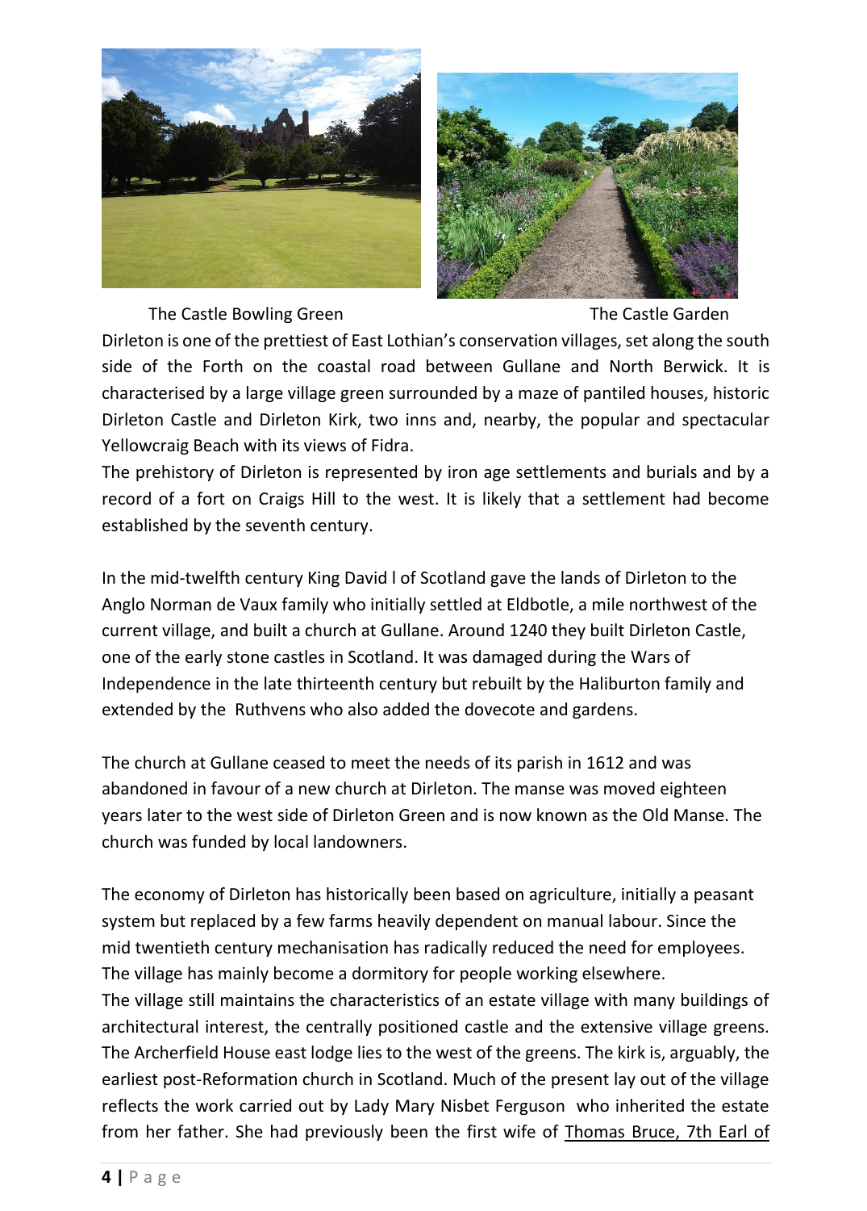The Castle Bowling Green

The Castle Garden

Dirleton is one of the prettiest of East Lothian's conservation villages, set along the south side of the Forth on the coastal road between Gullane and North Berwick. It is characterised by a large village green surrounded by a maze of pantiled houses, historic Dirleton Castle and Dirleton Kirk, two inns and, nearby, the popular and spectacular Yellowcraig Beach with its views of Fidra.

The prehistory of Dirleton is represented by iron age settlements and burials and by a record of a fort on Craigs Hill to the west. It is likely that a settlement had become established by the seventh century.

In the mid-twelfth century King David I of Scotland gave the lands of Dirleton to the Anglo Norman de Vaux family who initially settled at Eldbotle, a mile northwest of the current village, and built a church at Gullane. Around 1240 they built Dirleton Castle, one of the early stone castles in Scotland. It was damaged during the Wars of Independence in the late thirteenth century but rebuilt by the Haliburton family and extended by the Ruthvens who also added the dovecote and gardens.

The church at Gullane ceased to meet the needs of its parish in 1612 and was abandoned in favour of a new church at Dirleton. The manse was moved eighteen years later to the west side of Dirleton Green and is now known as the Old Manse. The church was funded by local landowners.

The economy of Dirleton has historically been based on agriculture, initially a peasant system but replaced by a few farms heavily dependent on manual labour. Since the mid twentieth century mechanisation has radically reduced the need for employees. The village has mainly become a dormitory for people working elsewhere.

The village still maintains the characteristics of an estate village with many buildings of architectural interest, the centrally positioned castle and the extensive village greens. The Archerfield House east lodge lies to the west of the greens. The kirk is, arguably, the earliest post-Reformation church in Scotland. Much of the present lay out of the village reflects the work carried out by Lady Mary Nisbet Ferguson who inherited the estate from her father. She had previously been the first wife of Thomas Bruce, 7th Earl of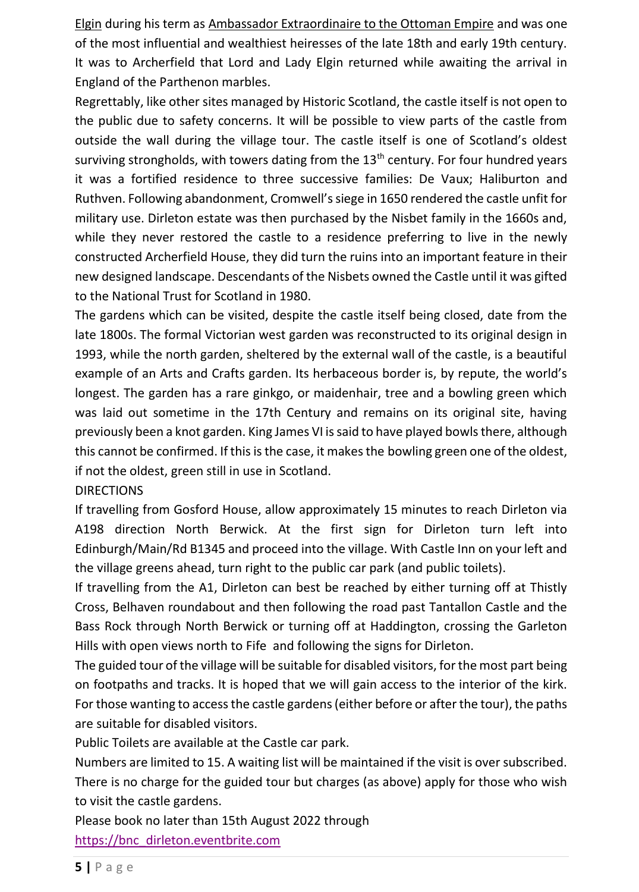Elgin during his term as Ambassador Extraordinaire to the Ottoman Empire and was one of the most influential and wealthiest heiresses of the late 18th and early 19th century. It was to Archerfield that Lord and Lady Elgin returned while awaiting the arrival in England of the Parthenon marbles.

Regrettably, like other sites managed by Historic Scotland, the castle itself is not open to the public due to safety concerns. It will be possible to view parts of the castle from outside the wall during the village tour. The castle itself is one of Scotland's oldest surviving strongholds, with towers dating from the 13th century. For four hundred years it was a fortified residence to three successive families: De Vaux; Haliburton and Ruthven. Following abandonment, Cromwell's siege in 1650 rendered the castle unfit for military use. Dirleton estate was then purchased by the Nisbet family in the 1660s and, while they never restored the castle to a residence preferring to live in the newly constructed Archerfield House, they did turn the ruins into an important feature in their new designed landscape. Descendants of the Nisbets owned the Castle until it was gifted to the National Trust for Scotland in 1980.

The gardens which can be visited, despite the castle itself being closed, date from the late 1800s. The formal Victorian west garden was reconstructed to its original design in 1993, while the north garden, sheltered by the external wall of the castle, is a beautiful example of an Arts and Crafts garden. Its herbaceous border is, by repute, the world's longest. The garden has a rare ginkgo, or maidenhair, tree and a bowling green which was laid out sometime in the 17th Century and remains on its original site, having previously been a knot garden. King James VI is said to have played bowls there, although this cannot be confirmed. If this is the case, it makes the bowling green one of the oldest, if not the oldest, green still in use in Scotland.

DIRECTIONS

If travelling from Gosford House, allow approximately 15 minutes to reach Dirleton via A198 direction North Berwick. At the first sign for Dirleton turn left into Edinburgh/Main/Rd B1345 and proceed into the village. With Castle Inn on your left and the village greens ahead, turn right to the public car park (and public toilets).

If travelling from the A1, Dirleton can best be reached by either turning off at Thistly Cross, Belhaven roundabout and then following the road past Tantallon Castle and the Bass Rock through North Berwick or turning off at Haddington, crossing the Garleton Hills with open views north to Fife and following the signs for Dirleton.

The guided tour of the village will be suitable for disabled visitors, for the most part being on footpaths and tracks. It is hoped that we will gain access to the interior of the kirk. For those wanting to access the castle gardens (either before or after the tour), the paths are suitable for disabled visitors.

Public Toilets are available at the Castle car park.

Numbers are limited to 15. A waiting list will be maintained if the visit is over subscribed. There is no charge for the guided tour but charges (as above) apply for those who wish to visit the castle gardens.

Please book no later than 15th August 2022 through

https://bnc_dirleton.eventbrite.com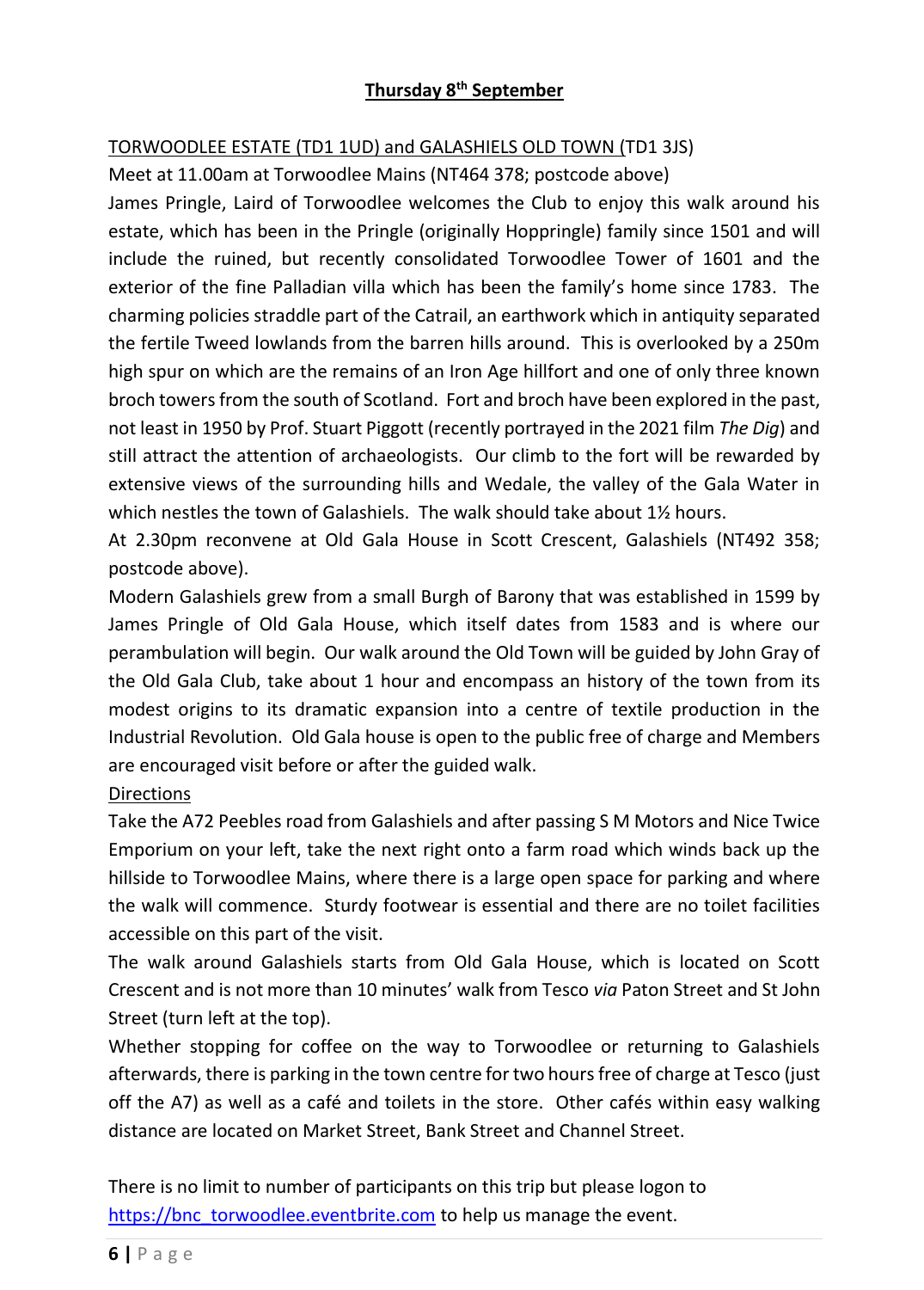## Thursday 8th September

TORWOODLEE ESTATE (TD1 1UD) and GALASHIELS OLD TOWN (TD1 3JS)

Meet at 11.00am at Torwoodlee Mains (NT464 378; postcode above)

James Pringle, Laird of Torwoodlee welcomes the Club to enjoy this walk around his estate, which has been in the Pringle (originally Hoppringle) family since 1501 and will include the ruined, but recently consolidated Torwoodlee Tower of 1601 and the exterior of the fine Palladian villa which has been the family's home since 1783. The charming policies straddle part of the Catrail, an earthwork which in antiquity separated the fertile Tweed lowlands from the barren hills around. This is overlooked by a 250m high spur on which are the remains of an Iron Age hillfort and one of only three known broch towers from the south of Scotland. Fort and broch have been explored in the past, not least in 1950 by Prof. Stuart Piggott (recently portrayed in the 2021 film *The Dig*) and still attract the attention of archaeologists. Our climb to the fort will be rewarded by extensive views of the surrounding hills and Wedale, the valley of the Gala Water in which nestles the town of Galashiels. The walk should take about 1½ hours.

At 2.30pm reconvene at Old Gala House in Scott Crescent, Galashiels (NT492 358; postcode above).

Modern Galashiels grew from a small Burgh of Barony that was established in 1599 by James Pringle of Old Gala House, which itself dates from 1583 and is where our perambulation will begin. Our walk around the Old Town will be guided by John Gray of the Old Gala Club, take about 1 hour and encompass an history of the town from its modest origins to its dramatic expansion into a centre of textile production in the Industrial Revolution. Old Gala house is open to the public free of charge and Members are encouraged visit before or after the guided walk.

Directions

Take the A72 Peebles road from Galashiels and after passing S M Motors and Nice Twice Emporium on your left, take the next right onto a farm road which winds back up the hillside to Torwoodlee Mains, where there is a large open space for parking and where the walk will commence. Sturdy footwear is essential and there are no toilet facilities accessible on this part of the visit.

The walk around Galashiels starts from Old Gala House, which is located on Scott Crescent and is not more than 10 minutes' walk from Tesco *via* Paton Street and St John Street (turn left at the top).

Whether stopping for coffee on the way to Torwoodlee or returning to Galashiels afterwards, there is parking in the town centre for two hours free of charge at Tesco (just off the A7) as well as a café and toilets in the store. Other cafés within easy walking distance are located on Market Street, Bank Street and Channel Street.

There is no limit to number of participants on this trip but please logon to https://bnc_torwoodlee.eventbrite.com to help us manage the event.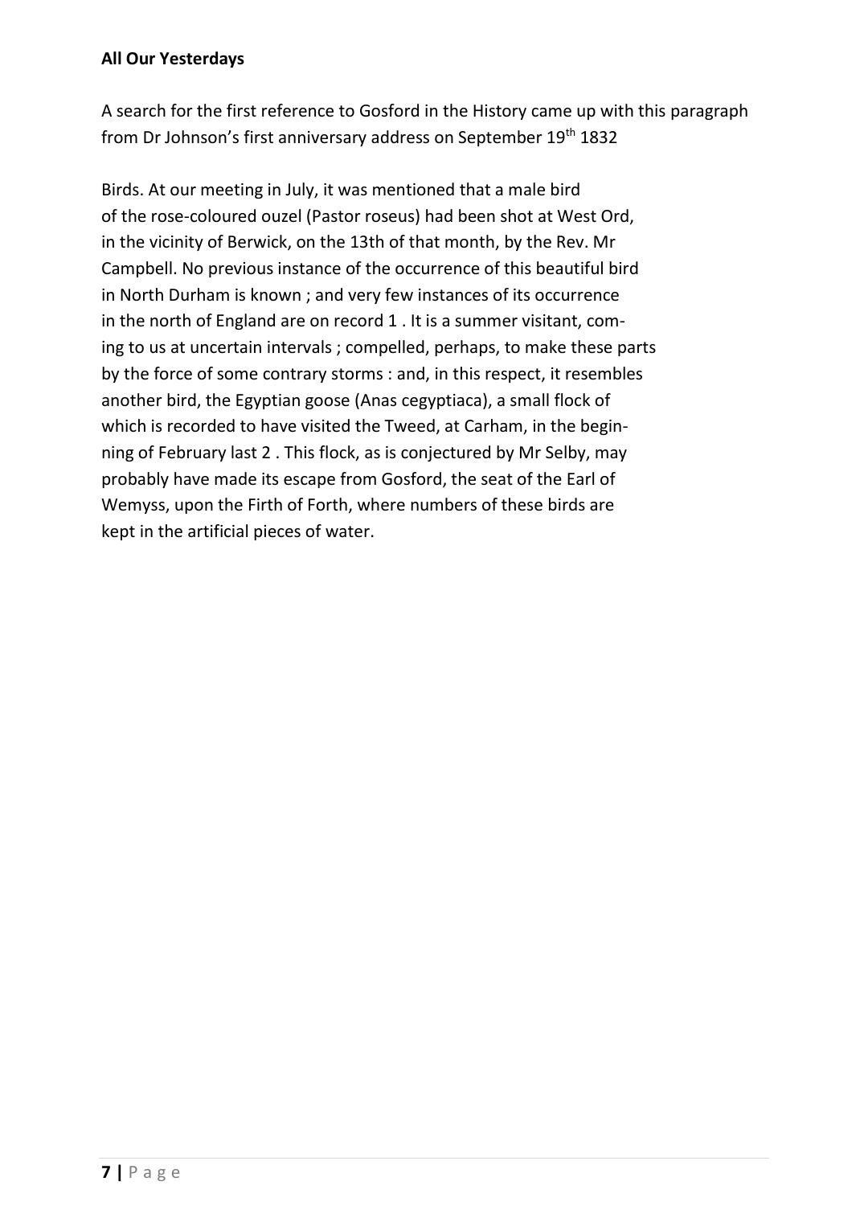**All Our Yesterdays**

A search for the first reference to Gosford in the History came up with this paragraph from Dr Johnson's first anniversary address on September 19th 1832

Birds. At our meeting in July, it was mentioned that a male bird of the rose-coloured ouzel (Pastor roseus) had been shot at West Ord, in the vicinity of Berwick, on the 13th of that month, by the Rev. Mr Campbell. No previous instance of the occurrence of this beautiful bird in North Durham is known ; and very few instances of its occurrence in the north of England are on record 1 . It is a summer visitant, coming to us at uncertain intervals ; compelled, perhaps, to make these parts by the force of some contrary storms : and, in this respect, it resembles another bird, the Egyptian goose (Anas cegyptiaca), a small flock of which is recorded to have visited the Tweed, at Carham, in the beginning of February last 2 . This flock, as is conjectured by Mr Selby, may probably have made its escape from Gosford, the seat of the Earl of Wemyss, upon the Firth of Forth, where numbers of these birds are kept in the artificial pieces of water.